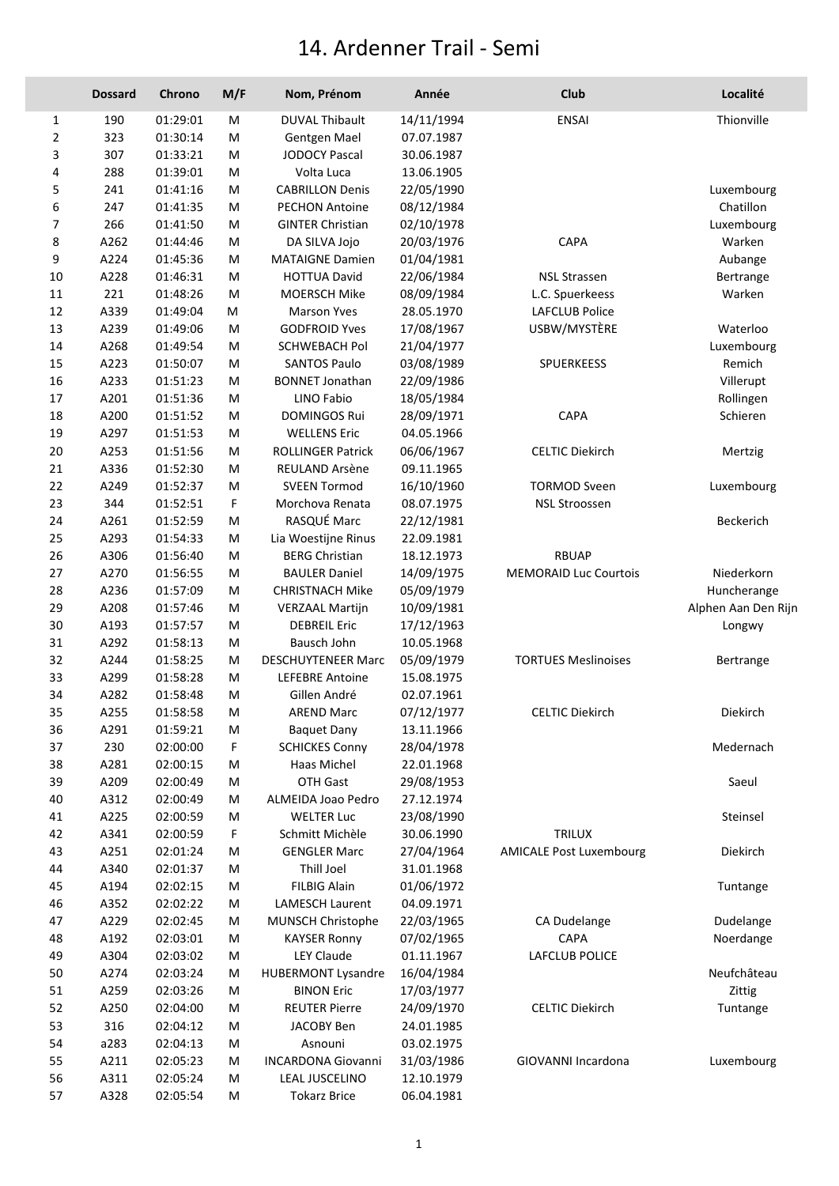# 14. Ardenner Trail - Semi

| | Dossard | Chrono | M/F | Nom, Prénom | Année | Club | Localité |
|---|---|---|---|---|---|---|---|
| 1 | 190 | 01:29:01 | M | DUVAL Thibault | 14/11/1994 | ENSAI | Thionville |
| 2 | 323 | 01:30:14 | M | Gentgen Mael | 07.07.1987 | | |
| 3 | 307 | 01:33:21 | M | JODOCY Pascal | 30.06.1987 | | |
| 4 | 288 | 01:39:01 | M | Volta Luca | 13.06.1905 | | |
| 5 | 241 | 01:41:16 | M | CABRILLON Denis | 22/05/1990 | | Luxembourg |
| 6 | 247 | 01:41:35 | M | PECHON Antoine | 08/12/1984 | | Chatillon |
| 7 | 266 | 01:41:50 | M | GINTER Christian | 02/10/1978 | | Luxembourg |
| 8 | A262 | 01:44:46 | M | DA SILVA Jojo | 20/03/1976 | CAPA | Warken |
| 9 | A224 | 01:45:36 | M | MATAIGNE Damien | 01/04/1981 | | Aubange |
| 10 | A228 | 01:46:31 | M | HOTTUA David | 22/06/1984 | NSL Strassen | Bertrange |
| 11 | 221 | 01:48:26 | M | MOERSCH Mike | 08/09/1984 | L.C. Spuerkeess | Warken |
| 12 | A339 | 01:49:04 | M | Marson Yves | 28.05.1970 | LAFCLUB Police | |
| 13 | A239 | 01:49:06 | M | GODFROID Yves | 17/08/1967 | USBW/MYSTÈRE | Waterloo |
| 14 | A268 | 01:49:54 | M | SCHWEBACH Pol | 21/04/1977 | | Luxembourg |
| 15 | A223 | 01:50:07 | M | SANTOS Paulo | 03/08/1989 | SPUERKEESS | Remich |
| 16 | A233 | 01:51:23 | M | BONNET Jonathan | 22/09/1986 | | Villerupt |
| 17 | A201 | 01:51:36 | M | LINO Fabio | 18/05/1984 | | Rollingen |
| 18 | A200 | 01:51:52 | M | DOMINGOS Rui | 28/09/1971 | CAPA | Schieren |
| 19 | A297 | 01:51:53 | M | WELLENS Eric | 04.05.1966 | | |
| 20 | A253 | 01:51:56 | M | ROLLINGER Patrick | 06/06/1967 | CELTIC Diekirch | Mertzig |
| 21 | A336 | 01:52:30 | M | REULAND Arsène | 09.11.1965 | | |
| 22 | A249 | 01:52:37 | M | SVEEN Tormod | 16/10/1960 | TORMOD Sveen | Luxembourg |
| 23 | 344 | 01:52:51 | F | Morchova Renata | 08.07.1975 | NSL Stroossen | |
| 24 | A261 | 01:52:59 | M | RASQUÉ Marc | 22/12/1981 | | Beckerich |
| 25 | A293 | 01:54:33 | M | Lia Woestijne Rinus | 22.09.1981 | | |
| 26 | A306 | 01:56:40 | M | BERG Christian | 18.12.1973 | RBUAP | |
| 27 | A270 | 01:56:55 | M | BAULER Daniel | 14/09/1975 | MEMORAID Luc Courtois | Niederkorn |
| 28 | A236 | 01:57:09 | M | CHRISTNACH Mike | 05/09/1979 | | Huncherange |
| 29 | A208 | 01:57:46 | M | VERZAAL Martijn | 10/09/1981 | | Alphen Aan Den Rijn |
| 30 | A193 | 01:57:57 | M | DEBREIL Eric | 17/12/1963 | | Longwy |
| 31 | A292 | 01:58:13 | M | Bausch John | 10.05.1968 | | |
| 32 | A244 | 01:58:25 | M | DESCHUYTENEER Marc | 05/09/1979 | TORTUES Meslinoises | Bertrange |
| 33 | A299 | 01:58:28 | M | LEFEBRE Antoine | 15.08.1975 | | |
| 34 | A282 | 01:58:48 | M | Gillen André | 02.07.1961 | | |
| 35 | A255 | 01:58:58 | M | AREND Marc | 07/12/1977 | CELTIC Diekirch | Diekirch |
| 36 | A291 | 01:59:21 | M | Baquet Dany | 13.11.1966 | | |
| 37 | 230 | 02:00:00 | F | SCHICKES Conny | 28/04/1978 | | Medernach |
| 38 | A281 | 02:00:15 | M | Haas Michel | 22.01.1968 | | |
| 39 | A209 | 02:00:49 | M | OTH Gast | 29/08/1953 | | Saeul |
| 40 | A312 | 02:00:49 | M | ALMEIDA Joao Pedro | 27.12.1974 | | |
| 41 | A225 | 02:00:59 | M | WELTER Luc | 23/08/1990 | | Steinsel |
| 42 | A341 | 02:00:59 | F | Schmitt Michèle | 30.06.1990 | TRILUX | |
| 43 | A251 | 02:01:24 | M | GENGLER Marc | 27/04/1964 | AMICALE Post Luxembourg | Diekirch |
| 44 | A340 | 02:01:37 | M | Thill Joel | 31.01.1968 | | |
| 45 | A194 | 02:02:15 | M | FILBIG Alain | 01/06/1972 | | Tuntange |
| 46 | A352 | 02:02:22 | M | LAMESCH Laurent | 04.09.1971 | | |
| 47 | A229 | 02:02:45 | M | MUNSCH Christophe | 22/03/1965 | CA Dudelange | Dudelange |
| 48 | A192 | 02:03:01 | M | KAYSER Ronny | 07/02/1965 | CAPA | Noerdange |
| 49 | A304 | 02:03:02 | M | LEY Claude | 01.11.1967 | LAFCLUB POLICE | |
| 50 | A274 | 02:03:24 | M | HUBERMONT Lysandre | 16/04/1984 | | Neufchâteau |
| 51 | A259 | 02:03:26 | M | BINON Eric | 17/03/1977 | | Zittig |
| 52 | A250 | 02:04:00 | M | REUTER Pierre | 24/09/1970 | CELTIC Diekirch | Tuntange |
| 53 | 316 | 02:04:12 | M | JACOBY Ben | 24.01.1985 | | |
| 54 | a283 | 02:04:13 | M | Asnouni | 03.02.1975 | | |
| 55 | A211 | 02:05:23 | M | INCARDONA Giovanni | 31/03/1986 | GIOVANNI Incardona | Luxembourg |
| 56 | A311 | 02:05:24 | M | LEAL JUSCELINO | 12.10.1979 | | |
| 57 | A328 | 02:05:54 | M | Tokarz Brice | 06.04.1981 | | |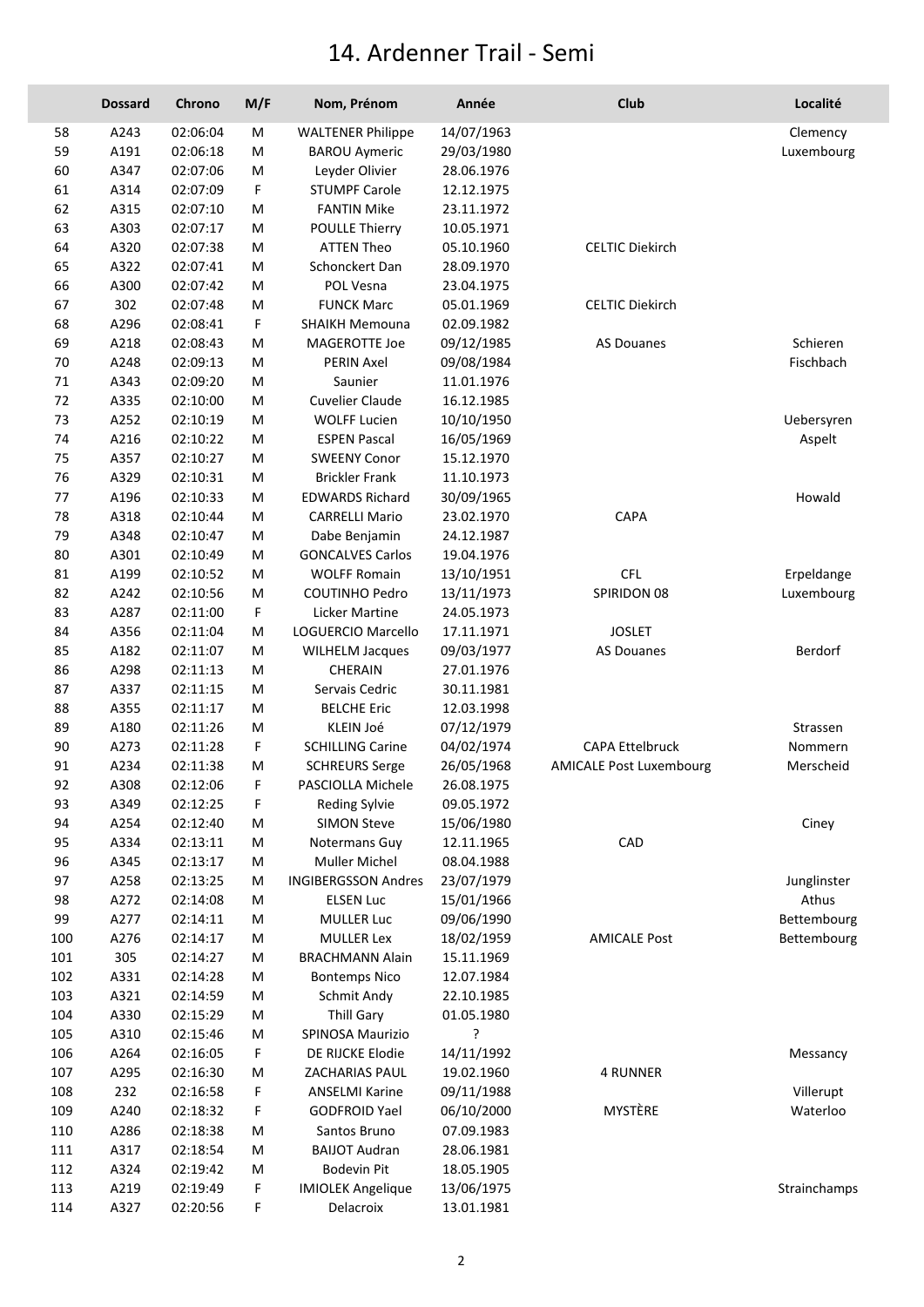# 14. Ardenner Trail - Semi

| | Dossard | Chrono | M/F | Nom, Prénom | Année | Club | Localité |
|---|---|---|---|---|---|---|---|
| 58 | A243 | 02:06:04 | M | WALTENER Philippe | 14/07/1963 | | Clemency |
| 59 | A191 | 02:06:18 | M | BAROU Aymeric | 29/03/1980 | | Luxembourg |
| 60 | A347 | 02:07:06 | M | Leyder Olivier | 28.06.1976 | | |
| 61 | A314 | 02:07:09 | F | STUMPF Carole | 12.12.1975 | | |
| 62 | A315 | 02:07:10 | M | FANTIN Mike | 23.11.1972 | | |
| 63 | A303 | 02:07:17 | M | POULLE Thierry | 10.05.1971 | | |
| 64 | A320 | 02:07:38 | M | ATTEN Theo | 05.10.1960 | CELTIC Diekirch | |
| 65 | A322 | 02:07:41 | M | Schonckert Dan | 28.09.1970 | | |
| 66 | A300 | 02:07:42 | M | POL Vesna | 23.04.1975 | | |
| 67 | 302 | 02:07:48 | M | FUNCK Marc | 05.01.1969 | CELTIC Diekirch | |
| 68 | A296 | 02:08:41 | F | SHAIKH Memouna | 02.09.1982 | | |
| 69 | A218 | 02:08:43 | M | MAGEROTTE Joe | 09/12/1985 | AS Douanes | Schieren |
| 70 | A248 | 02:09:13 | M | PERIN Axel | 09/08/1984 | | Fischbach |
| 71 | A343 | 02:09:20 | M | Saunier | 11.01.1976 | | |
| 72 | A335 | 02:10:00 | M | Cuvelier Claude | 16.12.1985 | | |
| 73 | A252 | 02:10:19 | M | WOLFF Lucien | 10/10/1950 | | Uebersyren |
| 74 | A216 | 02:10:22 | M | ESPEN Pascal | 16/05/1969 | | Aspelt |
| 75 | A357 | 02:10:27 | M | SWEENY Conor | 15.12.1970 | | |
| 76 | A329 | 02:10:31 | M | Brickler Frank | 11.10.1973 | | |
| 77 | A196 | 02:10:33 | M | EDWARDS Richard | 30/09/1965 | | Howald |
| 78 | A318 | 02:10:44 | M | CARRELLI Mario | 23.02.1970 | CAPA | |
| 79 | A348 | 02:10:47 | M | Dabe Benjamin | 24.12.1987 | | |
| 80 | A301 | 02:10:49 | M | GONCALVES Carlos | 19.04.1976 | | |
| 81 | A199 | 02:10:52 | M | WOLFF Romain | 13/10/1951 | CFL | Erpeldange |
| 82 | A242 | 02:10:56 | M | COUTINHO Pedro | 13/11/1973 | SPIRIDON 08 | Luxembourg |
| 83 | A287 | 02:11:00 | F | Licker Martine | 24.05.1973 | | |
| 84 | A356 | 02:11:04 | M | LOGUERCIO Marcello | 17.11.1971 | JOSLET | |
| 85 | A182 | 02:11:07 | M | WILHELM Jacques | 09/03/1977 | AS Douanes | Berdorf |
| 86 | A298 | 02:11:13 | M | CHERAIN | 27.01.1976 | | |
| 87 | A337 | 02:11:15 | M | Servais Cedric | 30.11.1981 | | |
| 88 | A355 | 02:11:17 | M | BELCHE Eric | 12.03.1998 | | |
| 89 | A180 | 02:11:26 | M | KLEIN Joé | 07/12/1979 | | Strassen |
| 90 | A273 | 02:11:28 | F | SCHILLING Carine | 04/02/1974 | CAPA Ettelbruck | Nommern |
| 91 | A234 | 02:11:38 | M | SCHREURS Serge | 26/05/1968 | AMICALE Post Luxembourg | Merscheid |
| 92 | A308 | 02:12:06 | F | PASCIOLLA Michele | 26.08.1975 | | |
| 93 | A349 | 02:12:25 | F | Reding Sylvie | 09.05.1972 | | |
| 94 | A254 | 02:12:40 | M | SIMON Steve | 15/06/1980 | | Ciney |
| 95 | A334 | 02:13:11 | M | Notermans Guy | 12.11.1965 | CAD | |
| 96 | A345 | 02:13:17 | M | Muller Michel | 08.04.1988 | | |
| 97 | A258 | 02:13:25 | M | INGIBERGSSON Andres | 23/07/1979 | | Junglinster |
| 98 | A272 | 02:14:08 | M | ELSEN Luc | 15/01/1966 | | Athus |
| 99 | A277 | 02:14:11 | M | MULLER Luc | 09/06/1990 | | Bettembourg |
| 100 | A276 | 02:14:17 | M | MULLER Lex | 18/02/1959 | AMICALE Post | Bettembourg |
| 101 | 305 | 02:14:27 | M | BRACHMANN Alain | 15.11.1969 | | |
| 102 | A331 | 02:14:28 | M | Bontemps Nico | 12.07.1984 | | |
| 103 | A321 | 02:14:59 | M | Schmit Andy | 22.10.1985 | | |
| 104 | A330 | 02:15:29 | M | Thill Gary | 01.05.1980 | | |
| 105 | A310 | 02:15:46 | M | SPINOSA Maurizio | ? | | |
| 106 | A264 | 02:16:05 | F | DE RIJCKE Elodie | 14/11/1992 | | Messancy |
| 107 | A295 | 02:16:30 | M | ZACHARIAS PAUL | 19.02.1960 | 4 RUNNER | |
| 108 | 232 | 02:16:58 | F | ANSELMI Karine | 09/11/1988 | | Villerupt |
| 109 | A240 | 02:18:32 | F | GODFROID Yael | 06/10/2000 | MYSTÈRE | Waterloo |
| 110 | A286 | 02:18:38 | M | Santos Bruno | 07.09.1983 | | |
| 111 | A317 | 02:18:54 | M | BAIJOT Audran | 28.06.1981 | | |
| 112 | A324 | 02:19:42 | M | Bodevin Pit | 18.05.1905 | | |
| 113 | A219 | 02:19:49 | F | IMIOLEK Angelique | 13/06/1975 | | Strainchamps |
| 114 | A327 | 02:20:56 | F | Delacroix | 13.01.1981 | | |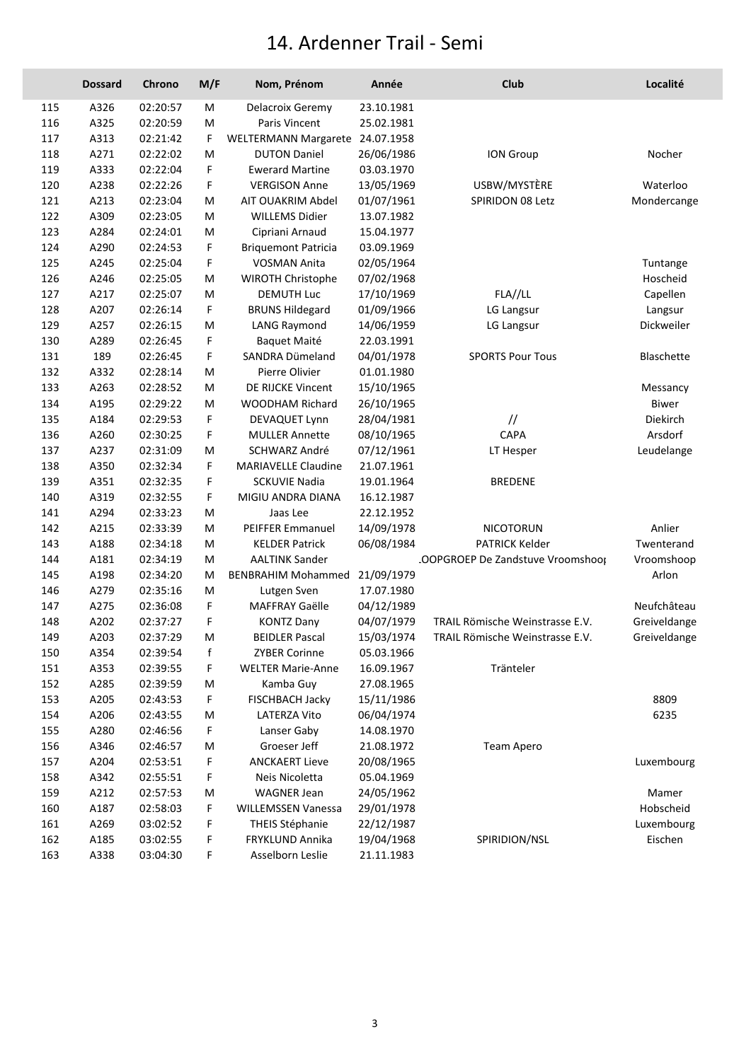# 14. Ardenner Trail - Semi

| | Dossard | Chrono | M/F | Nom, Prénom | Année | Club | Localité |
|---|---|---|---|---|---|---|---|
| 115 | A326 | 02:20:57 | M | Delacroix Geremy | 23.10.1981 | | |
| 116 | A325 | 02:20:59 | M | Paris Vincent | 25.02.1981 | | |
| 117 | A313 | 02:21:42 | F | WELTERMANN Margarete | 24.07.1958 | | |
| 118 | A271 | 02:22:02 | M | DUTON Daniel | 26/06/1986 | ION Group | Nocher |
| 119 | A333 | 02:22:04 | F | Ewerard Martine | 03.03.1970 | | |
| 120 | A238 | 02:22:26 | F | VERGISON Anne | 13/05/1969 | USBW/MYSTÈRE | Waterloo |
| 121 | A213 | 02:23:04 | M | AIT OUAKRIM Abdel | 01/07/1961 | SPIRIDON 08 Letz | Mondercange |
| 122 | A309 | 02:23:05 | M | WILLEMS Didier | 13.07.1982 | | |
| 123 | A284 | 02:24:01 | M | Cipriani Arnaud | 15.04.1977 | | |
| 124 | A290 | 02:24:53 | F | Briquemont Patricia | 03.09.1969 | | |
| 125 | A245 | 02:25:04 | F | VOSMAN Anita | 02/05/1964 | | Tuntange |
| 126 | A246 | 02:25:05 | M | WIROTH Christophe | 07/02/1968 | | Hoscheid |
| 127 | A217 | 02:25:07 | M | DEMUTH Luc | 17/10/1969 | FLA//LL | Capellen |
| 128 | A207 | 02:26:14 | F | BRUNS Hildegard | 01/09/1966 | LG Langsur | Langsur |
| 129 | A257 | 02:26:15 | M | LANG Raymond | 14/06/1959 | LG Langsur | Dickweiler |
| 130 | A289 | 02:26:45 | F | Baquet Maité | 22.03.1991 | | |
| 131 | 189 | 02:26:45 | F | SANDRA Dümeland | 04/01/1978 | SPORTS Pour Tous | Blaschette |
| 132 | A332 | 02:28:14 | M | Pierre Olivier | 01.01.1980 | | |
| 133 | A263 | 02:28:52 | M | DE RIJCKE Vincent | 15/10/1965 | | Messancy |
| 134 | A195 | 02:29:22 | M | WOODHAM Richard | 26/10/1965 | | Biwer |
| 135 | A184 | 02:29:53 | F | DEVAQUET Lynn | 28/04/1981 | // | Diekirch |
| 136 | A260 | 02:30:25 | F | MULLER Annette | 08/10/1965 | CAPA | Arsdorf |
| 137 | A237 | 02:31:09 | M | SCHWARZ André | 07/12/1961 | LT Hesper | Leudelange |
| 138 | A350 | 02:32:34 | F | MARIAVELLE Claudine | 21.07.1961 | | |
| 139 | A351 | 02:32:35 | F | SCKUVIE Nadia | 19.01.1964 | BREDENE | |
| 140 | A319 | 02:32:55 | F | MIGIU ANDRA DIANA | 16.12.1987 | | |
| 141 | A294 | 02:33:23 | M | Jaas Lee | 22.12.1952 | | |
| 142 | A215 | 02:33:39 | M | PEIFFER Emmanuel | 14/09/1978 | NICOTORUN | Anlier |
| 143 | A188 | 02:34:18 | M | KELDER Patrick | 06/08/1984 | PATRICK Kelder | Twenterand |
| 144 | A181 | 02:34:19 | M | AALTINK Sander | | .OOPGROEP De Zandstuve Vroomshoop | Vroomshoop |
| 145 | A198 | 02:34:20 | M | BENBRAHIM Mohammed | 21/09/1979 | | Arlon |
| 146 | A279 | 02:35:16 | M | Lutgen Sven | 17.07.1980 | | |
| 147 | A275 | 02:36:08 | F | MAFFRAY Gaëlle | 04/12/1989 | | Neufchâteau |
| 148 | A202 | 02:37:27 | F | KONTZ Dany | 04/07/1979 | TRAIL Römische Weinstrasse E.V. | Greiveldange |
| 149 | A203 | 02:37:29 | M | BEIDLER Pascal | 15/03/1974 | TRAIL Römische Weinstrasse E.V. | Greiveldange |
| 150 | A354 | 02:39:54 | f | ZYBER Corinne | 05.03.1966 | | |
| 151 | A353 | 02:39:55 | F | WELTER Marie-Anne | 16.09.1967 | Tränteler | |
| 152 | A285 | 02:39:59 | M | Kamba Guy | 27.08.1965 | | |
| 153 | A205 | 02:43:53 | F | FISCHBACH Jacky | 15/11/1986 | | 8809 |
| 154 | A206 | 02:43:55 | M | LATERZA Vito | 06/04/1974 | | 6235 |
| 155 | A280 | 02:46:56 | F | Lanser Gaby | 14.08.1970 | | |
| 156 | A346 | 02:46:57 | M | Groeser Jeff | 21.08.1972 | Team Apero | |
| 157 | A204 | 02:53:51 | F | ANCKAERT Lieve | 20/08/1965 | | Luxembourg |
| 158 | A342 | 02:55:51 | F | Neis Nicoletta | 05.04.1969 | | |
| 159 | A212 | 02:57:53 | M | WAGNER Jean | 24/05/1962 | | Mamer |
| 160 | A187 | 02:58:03 | F | WILLEMSSEN Vanessa | 29/01/1978 | | Hobscheid |
| 161 | A269 | 03:02:52 | F | THEIS Stéphanie | 22/12/1987 | | Luxembourg |
| 162 | A185 | 03:02:55 | F | FRYKLUND Annika | 19/04/1968 | SPIRIDION/NSL | Eischen |
| 163 | A338 | 03:04:30 | F | Asselborn Leslie | 21.11.1983 | | |